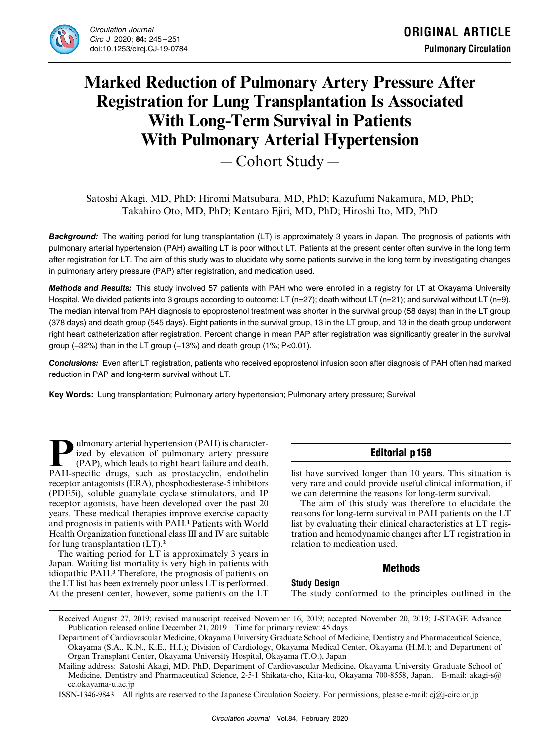ORIGINAL ARTICLE

Pulmonary Circulation

# Marked Reduction of Pulmonary Artery Pressure After Registration for Lung Transplantation Is Associated With Long-Term Survival in Patients With Pulmonary Arterial Hypertension

— Cohort Study —

Satoshi Akagi, MD, PhD; Hiromi Matsubara, MD, PhD; Kazufumi Nakamura, MD, PhD; Takahiro Oto, MD, PhD; Kentaro Ejiri, MD, PhD; Hiroshi Ito, MD, PhD

***Background:*** The waiting period for lung transplantation (LT) is approximately 3 years in Japan. The prognosis of patients with pulmonary arterial hypertension (PAH) awaiting LT is poor without LT. Patients at the present center often survive in the long term after registration for LT. The aim of this study was to elucidate why some patients survive in the long term by investigating changes in pulmonary artery pressure (PAP) after registration, and medication used.

***Methods and Results:*** This study involved 57 patients with PAH who were enrolled in a registry for LT at Okayama University Hospital. We divided patients into 3 groups according to outcome: LT (n=27); death without LT (n=21); and survival without LT (n=9). The median interval from PAH diagnosis to epoprostenol treatment was shorter in the survival group (58 days) than in the LT group (378 days) and death group (545 days). Eight patients in the survival group, 13 in the LT group, and 13 in the death group underwent right heart catheterization after registration. Percent change in mean PAP after registration was significantly greater in the survival group (−32%) than in the LT group (−13%) and death group (1%; P<0.01).

***Conclusions:*** Even after LT registration, patients who received epoprostenol infusion soon after diagnosis of PAH often had marked reduction in PAP and long-term survival without LT.

**Key Words:** Lung transplantation; Pulmonary artery hypertension; Pulmonary artery pressure; Survival

Pulmonary arterial hypertension (PAH) is characterized by elevation of pulmonary artery pressure (PAP), which leads to right heart failure and death. PAH-specific drugs, such as prostacyclin, endothelin receptor antagonists (ERA), phosphodiesterase-5 inhibitors (PDE5i), soluble guanylate cyclase stimulators, and IP receptor agonists, have been developed over the past 20 years. These medical therapies improve exercise capacity and prognosis in patients with PAH.[1] Patients with World Health Organization functional class III and IV are suitable for lung transplantation (LT).[2]

The waiting period for LT is approximately 3 years in Japan. Waiting list mortality is very high in patients with idiopathic PAH.[3] Therefore, the prognosis of patients on the LT list has been extremely poor unless LT is performed. At the present center, however, some patients on the LT list have survived longer than 10 years. This situation is very rare and could provide useful clinical information, if we can determine the reasons for long-term survival.

The aim of this study was therefore to elucidate the reasons for long-term survival in PAH patients on the LT list by evaluating their clinical characteristics at LT registration and hemodynamic changes after LT registration in relation to medication used.

**Editorial p158**

## Methods

### Study Design

The study conformed to the principles outlined in the

Received August 27, 2019; revised manuscript received November 16, 2019; accepted November 20, 2019; J-STAGE Advance Publication released online December 21, 2019 Time for primary review: 45 days

Department of Cardiovascular Medicine, Okayama University Graduate School of Medicine, Dentistry and Pharmaceutical Science, Okayama (S.A., K.N., K.E., H.I.); Division of Cardiology, Okayama Medical Center, Okayama (H.M.); and Department of Organ Transplant Center, Okayama University Hospital, Okayama (T.O.), Japan

Mailing address: Satoshi Akagi, MD, PhD, Department of Cardiovascular Medicine, Okayama University Graduate School of Medicine, Dentistry and Pharmaceutical Science, 2-5-1 Shikata-cho, Kita-ku, Okayama 700-8558, Japan. E-mail: akagi-s@cc.okayama-u.ac.jp

ISSN-1346-9843 All rights are reserved to the Japanese Circulation Society. For permissions, please e-mail: cj@j-circ.or.jp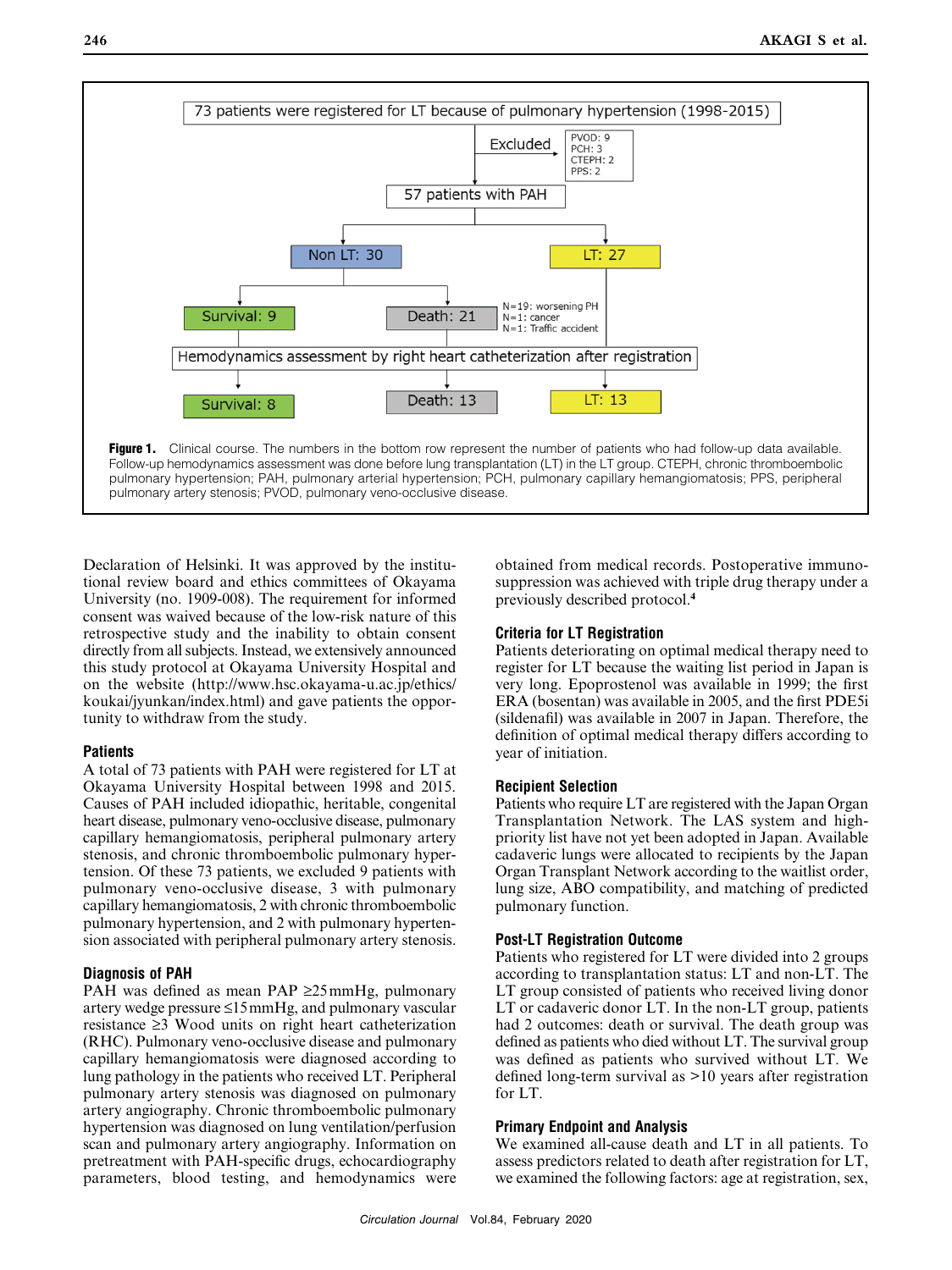73 patients were registered for LT because of pulmonary hypertension (1998-2015)

Excluded: PVOD: 9, PCH: 3, CTEPH: 2, PPS: 2

57 patients with PAH

Non LT: 30 — Survival: 9; Death: 21 (N=19: worsening PH; N=1: cancer; N=1: Traffic accident)

LT: 27

Hemodynamics assessment by right heart catheterization after registration

Survival: 8 — Death: 13 — LT: 13

**Figure 1.** Clinical course. The numbers in the bottom row represent the number of patients who had follow-up data available. Follow-up hemodynamics assessment was done before lung transplantation (LT) in the LT group. CTEPH, chronic thromboembolic pulmonary hypertension; PAH, pulmonary arterial hypertension; PCH, pulmonary capillary hemangiomatosis; PPS, peripheral pulmonary artery stenosis; PVOD, pulmonary veno-occlusive disease.

Declaration of Helsinki. It was approved by the institutional review board and ethics committees of Okayama University (no. 1909-008). The requirement for informed consent was waived because of the low-risk nature of this retrospective study and the inability to obtain consent directly from all subjects. Instead, we extensively announced this study protocol at Okayama University Hospital and on the website (http://www.hsc.okayama-u.ac.jp/ethics/koukai/jyunkan/index.html) and gave patients the opportunity to withdraw from the study.

### Patients

A total of 73 patients with PAH were registered for LT at Okayama University Hospital between 1998 and 2015. Causes of PAH included idiopathic, heritable, congenital heart disease, pulmonary veno-occlusive disease, pulmonary capillary hemangiomatosis, peripheral pulmonary artery stenosis, and chronic thromboembolic pulmonary hypertension. Of these 73 patients, we excluded 9 patients with pulmonary veno-occlusive disease, 3 with pulmonary capillary hemangiomatosis, 2 with chronic thromboembolic pulmonary hypertension, and 2 with pulmonary hypertension associated with peripheral pulmonary artery stenosis.

### Diagnosis of PAH

PAH was defined as mean PAP ≥25 mmHg, pulmonary artery wedge pressure ≤15 mmHg, and pulmonary vascular resistance ≥3 Wood units on right heart catheterization (RHC). Pulmonary veno-occlusive disease and pulmonary capillary hemangiomatosis were diagnosed according to lung pathology in the patients who received LT. Peripheral pulmonary artery stenosis was diagnosed on pulmonary artery angiography. Chronic thromboembolic pulmonary hypertension was diagnosed on lung ventilation/perfusion scan and pulmonary artery angiography. Information on pretreatment with PAH-specific drugs, echocardiography parameters, blood testing, and hemodynamics were obtained from medical records. Postoperative immunosuppression was achieved with triple drug therapy under a previously described protocol.[4]

### Criteria for LT Registration

Patients deteriorating on optimal medical therapy need to register for LT because the waiting list period in Japan is very long. Epoprostenol was available in 1999; the first ERA (bosentan) was available in 2005, and the first PDE5i (sildenafil) was available in 2007 in Japan. Therefore, the definition of optimal medical therapy differs according to year of initiation.

### Recipient Selection

Patients who require LT are registered with the Japan Organ Transplantation Network. The LAS system and high-priority list have not yet been adopted in Japan. Available cadaveric lungs were allocated to recipients by the Japan Organ Transplant Network according to the waitlist order, lung size, ABO compatibility, and matching of predicted pulmonary function.

### Post-LT Registration Outcome

Patients who registered for LT were divided into 2 groups according to transplantation status: LT and non-LT. The LT group consisted of patients who received living donor LT or cadaveric donor LT. In the non-LT group, patients had 2 outcomes: death or survival. The death group was defined as patients who died without LT. The survival group was defined as patients who survived without LT. We defined long-term survival as >10 years after registration for LT.

### Primary Endpoint and Analysis

We examined all-cause death and LT in all patients. To assess predictors related to death after registration for LT, we examined the following factors: age at registration, sex,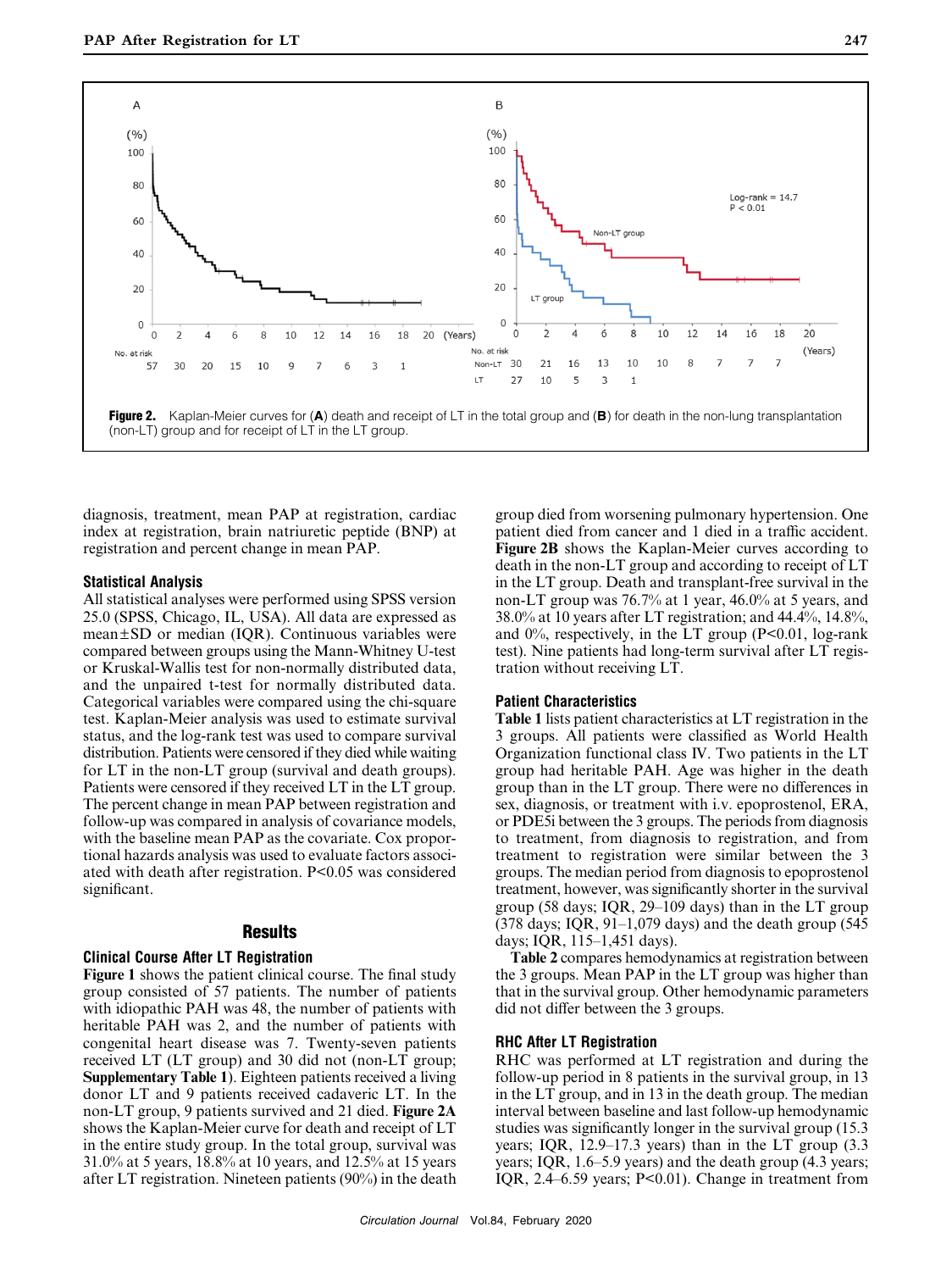Figure 2. Kaplan-Meier curves for (**A**) death and receipt of LT in the total group and (**B**) for death in the non-lung transplantation (non-LT) group and for receipt of LT in the LT group.

diagnosis, treatment, mean PAP at registration, cardiac index at registration, brain natriuretic peptide (BNP) at registration and percent change in mean PAP.

### Statistical Analysis

All statistical analyses were performed using SPSS version 25.0 (SPSS, Chicago, IL, USA). All data are expressed as mean±SD or median (IQR). Continuous variables were compared between groups using the Mann-Whitney U-test or Kruskal-Wallis test for non-normally distributed data, and the unpaired t-test for normally distributed data. Categorical variables were compared using the chi-square test. Kaplan-Meier analysis was used to estimate survival status, and the log-rank test was used to compare survival distribution. Patients were censored if they died while waiting for LT in the non-LT group (survival and death groups). Patients were censored if they received LT in the LT group. The percent change in mean PAP between registration and follow-up was compared in analysis of covariance models, with the baseline mean PAP as the covariate. Cox proportional hazards analysis was used to evaluate factors associated with death after registration. P<0.05 was considered significant.

## Results

### Clinical Course After LT Registration

**Figure 1** shows the patient clinical course. The final study group consisted of 57 patients. The number of patients with idiopathic PAH was 48, the number of patients with heritable PAH was 2, and the number of patients with congenital heart disease was 7. Twenty-seven patients received LT (LT group) and 30 did not (non-LT group; **Supplementary Table 1**). Eighteen patients received a living donor LT and 9 patients received cadaveric LT. In the non-LT group, 9 patients survived and 21 died. **Figure 2A** shows the Kaplan-Meier curve for death and receipt of LT in the entire study group. In the total group, survival was 31.0% at 5 years, 18.8% at 10 years, and 12.5% at 15 years after LT registration. Nineteen patients (90%) in the death group died from worsening pulmonary hypertension. One patient died from cancer and 1 died in a traffic accident. **Figure 2B** shows the Kaplan-Meier curves according to death in the non-LT group and according to receipt of LT in the LT group. Death and transplant-free survival in the non-LT group was 76.7% at 1 year, 46.0% at 5 years, and 38.0% at 10 years after LT registration; and 44.4%, 14.8%, and 0%, respectively, in the LT group (P<0.01, log-rank test). Nine patients had long-term survival after LT registration without receiving LT.

### Patient Characteristics

**Table 1** lists patient characteristics at LT registration in the 3 groups. All patients were classified as World Health Organization functional class IV. Two patients in the LT group had heritable PAH. Age was higher in the death group than in the LT group. There were no differences in sex, diagnosis, or treatment with i.v. epoprostenol, ERA, or PDE5i between the 3 groups. The periods from diagnosis to treatment, from diagnosis to registration, and from treatment to registration were similar between the 3 groups. The median period from diagnosis to epoprostenol treatment, however, was significantly shorter in the survival group (58 days; IQR, 29–109 days) than in the LT group (378 days; IQR, 91–1,079 days) and the death group (545 days; IQR, 115–1,451 days).

**Table 2** compares hemodynamics at registration between the 3 groups. Mean PAP in the LT group was higher than that in the survival group. Other hemodynamic parameters did not differ between the 3 groups.

### RHC After LT Registration

RHC was performed at LT registration and during the follow-up period in 8 patients in the survival group, in 13 in the LT group, and in 13 in the death group. The median interval between baseline and last follow-up hemodynamic studies was significantly longer in the survival group (15.3 years; IQR, 12.9–17.3 years) than in the LT group (3.3 years; IQR, 1.6–5.9 years) and the death group (4.3 years; IQR, 2.4–6.59 years; P<0.01). Change in treatment from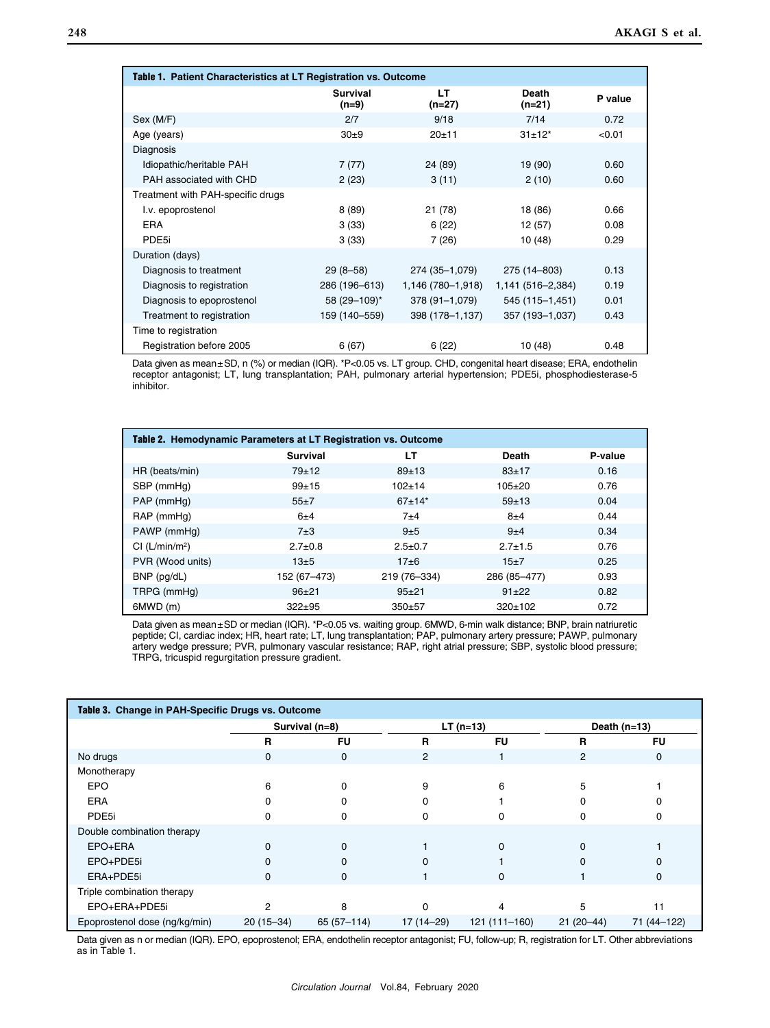**Table 1. Patient Characteristics at LT Registration vs. Outcome**

| | Survival (n=9) | LT (n=27) | Death (n=21) | P value |
|---|---|---|---|---|
| Sex (M/F) | 2/7 | 9/18 | 7/14 | 0.72 |
| Age (years) | 30±9 | 20±11 | 31±12* | <0.01 |
| Diagnosis | | | | |
| Idiopathic/heritable PAH | 7 (77) | 24 (89) | 19 (90) | 0.60 |
| PAH associated with CHD | 2 (23) | 3 (11) | 2 (10) | 0.60 |
| Treatment with PAH-specific drugs | | | | |
| I.v. epoprostenol | 8 (89) | 21 (78) | 18 (86) | 0.66 |
| ERA | 3 (33) | 6 (22) | 12 (57) | 0.08 |
| PDE5i | 3 (33) | 7 (26) | 10 (48) | 0.29 |
| Duration (days) | | | | |
| Diagnosis to treatment | 29 (8–58) | 274 (35–1,079) | 275 (14–803) | 0.13 |
| Diagnosis to registration | 286 (196–613) | 1,146 (780–1,918) | 1,141 (516–2,384) | 0.19 |
| Diagnosis to epoprostenol | 58 (29–109)* | 378 (91–1,079) | 545 (115–1,451) | 0.01 |
| Treatment to registration | 159 (140–559) | 398 (178–1,137) | 357 (193–1,037) | 0.43 |
| Time to registration | | | | |
| Registration before 2005 | 6 (67) | 6 (22) | 10 (48) | 0.48 |

Data given as mean±SD, n (%) or median (IQR). *P<0.05 vs. LT group. CHD, congenital heart disease; ERA, endothelin receptor antagonist; LT, lung transplantation; PAH, pulmonary arterial hypertension; PDE5i, phosphodiesterase-5 inhibitor.

**Table 2. Hemodynamic Parameters at LT Registration vs. Outcome**

| | Survival | LT | Death | P-value |
|---|---|---|---|---|
| HR (beats/min) | 79±12 | 89±13 | 83±17 | 0.16 |
| SBP (mmHg) | 99±15 | 102±14 | 105±20 | 0.76 |
| PAP (mmHg) | 55±7 | 67±14* | 59±13 | 0.04 |
| RAP (mmHg) | 6±4 | 7±4 | 8±4 | 0.44 |
| PAWP (mmHg) | 7±3 | 9±5 | 9±4 | 0.34 |
| CI (L/min/m²) | 2.7±0.8 | 2.5±0.7 | 2.7±1.5 | 0.76 |
| PVR (Wood units) | 13±5 | 17±6 | 15±7 | 0.25 |
| BNP (pg/dL) | 152 (67–473) | 219 (76–334) | 286 (85–477) | 0.93 |
| TRPG (mmHg) | 96±21 | 95±21 | 91±22 | 0.82 |
| 6MWD (m) | 322±95 | 350±57 | 320±102 | 0.72 |

Data given as mean±SD or median (IQR). *P<0.05 vs. waiting group. 6MWD, 6-min walk distance; BNP, brain natriuretic peptide; CI, cardiac index; HR, heart rate; LT, lung transplantation; PAP, pulmonary artery pressure; PAWP, pulmonary artery wedge pressure; PVR, pulmonary vascular resistance; RAP, right atrial pressure; SBP, systolic blood pressure; TRPG, tricuspid regurgitation pressure gradient.

**Table 3. Change in PAH-Specific Drugs vs. Outcome**

| | Survival (n=8) | | LT (n=13) | | Death (n=13) | |
|---|---|---|---|---|---|---|
| | R | FU | R | FU | R | FU |
| No drugs | 0 | 0 | 2 | 1 | 2 | 0 |
| Monotherapy | | | | | | |
| EPO | 6 | 0 | 9 | 6 | 5 | 1 |
| ERA | 0 | 0 | 0 | 1 | 0 | 0 |
| PDE5i | 0 | 0 | 0 | 0 | 0 | 0 |
| Double combination therapy | | | | | | |
| EPO+ERA | 0 | 0 | 1 | 0 | 0 | 1 |
| EPO+PDE5i | 0 | 0 | 0 | 1 | 0 | 0 |
| ERA+PDE5i | 0 | 0 | 1 | 0 | 1 | 0 |
| Triple combination therapy | | | | | | |
| EPO+ERA+PDE5i | 2 | 8 | 0 | 4 | 5 | 11 |
| Epoprostenol dose (ng/kg/min) | 20 (15–34) | 65 (57–114) | 17 (14–29) | 121 (111–160) | 21 (20–44) | 71 (44–122) |

Data given as n or median (IQR). EPO, epoprostenol; ERA, endothelin receptor antagonist; FU, follow-up; R, registration for LT. Other abbreviations as in Table 1.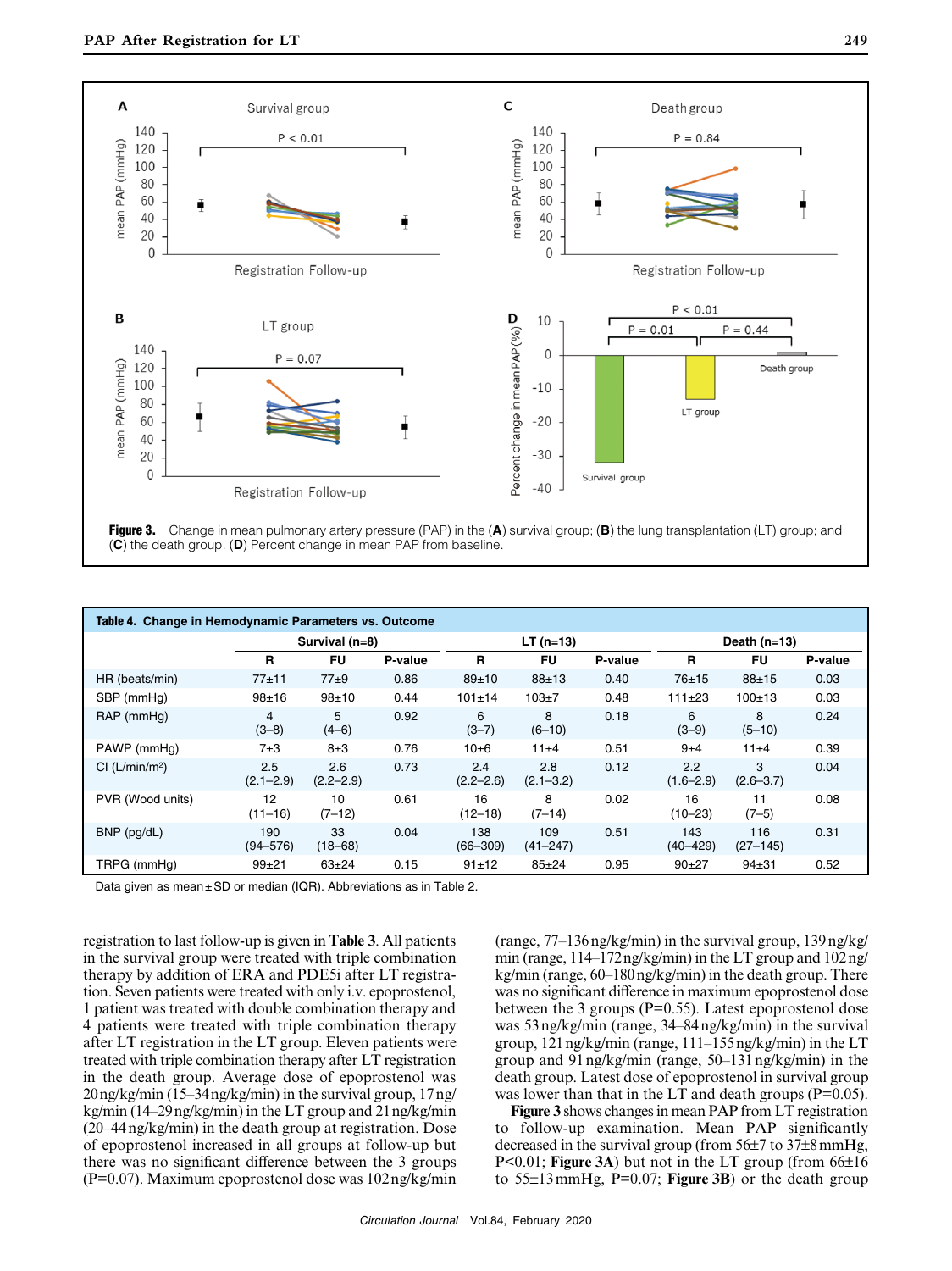Figure 3. Change in mean pulmonary artery pressure (PAP) in the (**A**) survival group; (**B**) the lung transplantation (LT) group; and (**C**) the death group. (**D**) Percent change in mean PAP from baseline.

**Table 4. Change in Hemodynamic Parameters vs. Outcome**

| | Survival (n=8) | | | LT (n=13) | | | Death (n=13) | | |
|---|---|---|---|---|---|---|---|---|---|
| | R | FU | P-value | R | FU | P-value | R | FU | P-value |
| HR (beats/min) | 77±11 | 77±9 | 0.86 | 89±10 | 88±13 | 0.40 | 76±15 | 88±15 | 0.03 |
| SBP (mmHg) | 98±16 | 98±10 | 0.44 | 101±14 | 103±7 | 0.48 | 111±23 | 100±13 | 0.03 |
| RAP (mmHg) | 4 (3–8) | 5 (4–6) | 0.92 | 6 (3–7) | 8 (6–10) | 0.18 | 6 (3–9) | 8 (5–10) | 0.24 |
| PAWP (mmHg) | 7±3 | 8±3 | 0.76 | 10±6 | 11±4 | 0.51 | 9±4 | 11±4 | 0.39 |
| CI (L/min/m²) | 2.5 (2.1–2.9) | 2.6 (2.2–2.9) | 0.73 | 2.4 (2.2–2.6) | 2.8 (2.1–3.2) | 0.12 | 2.2 (1.6–2.9) | 3 (2.6–3.7) | 0.04 |
| PVR (Wood units) | 12 (11–16) | 10 (7–12) | 0.61 | 16 (12–18) | 8 (7–14) | 0.02 | 16 (10–23) | 11 (7–5) | 0.08 |
| BNP (pg/dL) | 190 (94–576) | 33 (18–68) | 0.04 | 138 (66–309) | 109 (41–247) | 0.51 | 143 (40–429) | 116 (27–145) | 0.31 |
| TRPG (mmHg) | 99±21 | 63±24 | 0.15 | 91±12 | 85±24 | 0.95 | 90±27 | 94±31 | 0.52 |

Data given as mean±SD or median (IQR). Abbreviations as in Table 2.

registration to last follow-up is given in **Table 3**. All patients in the survival group were treated with triple combination therapy by addition of ERA and PDE5i after LT registration. Seven patients were treated with only i.v. epoprostenol, 1 patient was treated with double combination therapy and 4 patients were treated with triple combination therapy after LT registration in the LT group. Eleven patients were treated with triple combination therapy after LT registration in the death group. Average dose of epoprostenol was 20 ng/kg/min (15–34 ng/kg/min) in the survival group, 17 ng/kg/min (14–29 ng/kg/min) in the LT group and 21 ng/kg/min (20–44 ng/kg/min) in the death group at registration. Dose of epoprostenol increased in all groups at follow-up but there was no significant difference between the 3 groups (P=0.07). Maximum epoprostenol dose was 102 ng/kg/min (range, 77–136 ng/kg/min) in the survival group, 139 ng/kg/min (range, 114–172 ng/kg/min) in the LT group and 102 ng/kg/min (range, 60–180 ng/kg/min) in the death group. There was no significant difference in maximum epoprostenol dose between the 3 groups (P=0.55). Latest epoprostenol dose was 53 ng/kg/min (range, 34–84 ng/kg/min) in the survival group, 121 ng/kg/min (range, 111–155 ng/kg/min) in the LT group and 91 ng/kg/min (range, 50–131 ng/kg/min) in the death group. Latest dose of epoprostenol in survival group was lower than that in the LT and death groups (P=0.05).

**Figure 3** shows changes in mean PAP from LT registration to follow-up examination. Mean PAP significantly decreased in the survival group (from 56±7 to 37±8 mmHg, P<0.01; **Figure 3A**) but not in the LT group (from 66±16 to 55±13 mmHg, P=0.07; **Figure 3B**) or the death group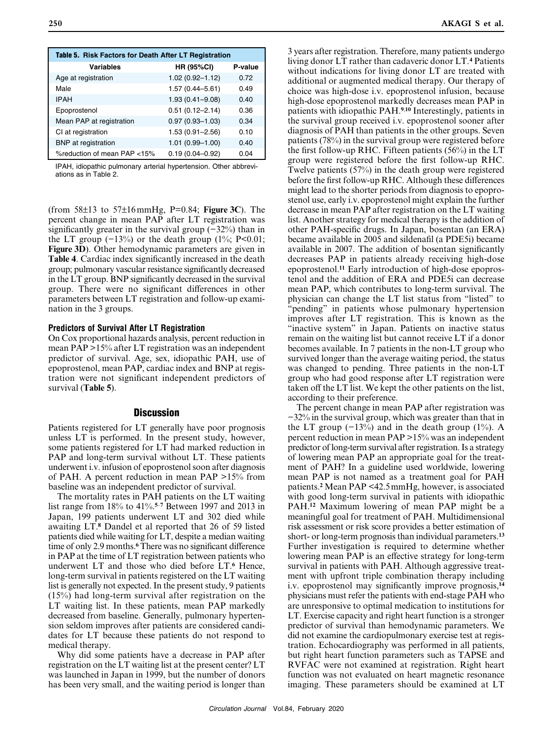**Table 5. Risk Factors for Death After LT Registration**

| Variables | HR (95%CI) | P-value |
|---|---|---|
| Age at registration | 1.02 (0.92–1.12) | 0.72 |
| Male | 1.57 (0.44–5.61) | 0.49 |
| IPAH | 1.93 (0.41–9.08) | 0.40 |
| Epoprostenol | 0.51 (0.12–2.14) | 0.36 |
| Mean PAP at registration | 0.97 (0.93–1.03) | 0.34 |
| CI at registration | 1.53 (0.91–2.56) | 0.10 |
| BNP at registration | 1.01 (0.99–1.00) | 0.40 |
| %reduction of mean PAP <15% | 0.19 (0.04–0.92) | 0.04 |

IPAH, idiopathic pulmonary arterial hypertension. Other abbreviations as in Table 2.

(from 58±13 to 57±16 mmHg, P=0.84; **Figure 3C**). The percent change in mean PAP after LT registration was significantly greater in the survival group (−32%) than in the LT group (−13%) or the death group (1%; P<0.01; **Figure 3D**). Other hemodynamic parameters are given in **Table 4**. Cardiac index significantly increased in the death group; pulmonary vascular resistance significantly decreased in the LT group. BNP significantly decreased in the survival group. There were no significant differences in other parameters between LT registration and follow-up examination in the 3 groups.

### Predictors of Survival After LT Registration

On Cox proportional hazards analysis, percent reduction in mean PAP >15% after LT registration was an independent predictor of survival. Age, sex, idiopathic PAH, use of epoprostenol, mean PAP, cardiac index and BNP at registration were not significant independent predictors of survival (**Table 5**).

## Discussion

Patients registered for LT generally have poor prognosis unless LT is performed. In the present study, however, some patients registered for LT had marked reduction in PAP and long-term survival without LT. These patients underwent i.v. infusion of epoprostenol soon after diagnosis of PAH. A percent reduction in mean PAP >15% from baseline was an independent predictor of survival.

The mortality rates in PAH patients on the LT waiting list range from 18% to 41%.[5–7] Between 1997 and 2013 in Japan, 199 patients underwent LT and 302 died while awaiting LT.[8] Dandel et al reported that 26 of 59 listed patients died while waiting for LT, despite a median waiting time of only 2.9 months.[6] There was no significant difference in PAP at the time of LT registration between patients who underwent LT and those who died before LT.[6] Hence, long-term survival in patients registered on the LT waiting list is generally not expected. In the present study, 9 patients (15%) had long-term survival after registration on the LT waiting list. In these patients, mean PAP markedly decreased from baseline. Generally, pulmonary hypertension seldom improves after patients are considered candidates for LT because these patients do not respond to medical therapy.

Why did some patients have a decrease in PAP after registration on the LT waiting list at the present center? LT was launched in Japan in 1999, but the number of donors has been very small, and the waiting period is longer than 3 years after registration. Therefore, many patients undergo living donor LT rather than cadaveric donor LT.[4] Patients without indications for living donor LT are treated with additional or augmented medical therapy. Our therapy of choice was high-dose i.v. epoprostenol infusion, because high-dose epoprostenol markedly decreases mean PAP in patients with idiopathic PAH.[9,10] Interestingly, patients in the survival group received i.v. epoprostenol sooner after diagnosis of PAH than patients in the other groups. Seven patients (78%) in the survival group were registered before the first follow-up RHC. Fifteen patients (56%) in the LT group were registered before the first follow-up RHC. Twelve patients (57%) in the death group were registered before the first follow-up RHC. Although these differences might lead to the shorter periods from diagnosis to epoprostenol use, early i.v. epoprostenol might explain the further decrease in mean PAP after registration on the LT waiting list. Another strategy for medical therapy is the addition of other PAH-specific drugs. In Japan, bosentan (an ERA) became available in 2005 and sildenafil (a PDE5i) became available in 2007. The addition of bosentan significantly decreases PAP in patients already receiving high-dose epoprostenol.[11] Early introduction of high-dose epoprostenol and the addition of ERA and PDE5i can decrease mean PAP, which contributes to long-term survival. The physician can change the LT list status from "listed" to "pending" in patients whose pulmonary hypertension improves after LT registration. This is known as the "inactive system" in Japan. Patients on inactive status remain on the waiting list but cannot receive LT if a donor becomes available. In 7 patients in the non-LT group who survived longer than the average waiting period, the status was changed to pending. Three patients in the non-LT group who had good response after LT registration were taken off the LT list. We kept the other patients on the list, according to their preference.

The percent change in mean PAP after registration was −32% in the survival group, which was greater than that in the LT group (−13%) and in the death group (1%). A percent reduction in mean PAP >15% was an independent predictor of long-term survival after registration. Is a strategy of lowering mean PAP an appropriate goal for the treatment of PAH? In a guideline used worldwide, lowering mean PAP is not named as a treatment goal for PAH patients.[2] Mean PAP <42.5 mmHg, however, is associated with good long-term survival in patients with idiopathic PAH.[12] Maximum lowering of mean PAP might be a meaningful goal for treatment of PAH. Multidimensional risk assessment or risk score provides a better estimation of short- or long-term prognosis than individual parameters.[13] Further investigation is required to determine whether lowering mean PAP is an effective strategy for long-term survival in patients with PAH. Although aggressive treatment with upfront triple combination therapy including i.v. epoprostenol may significantly improve prognosis,[14] physicians must refer the patients with end-stage PAH who are unresponsive to optimal medication to institutions for LT. Exercise capacity and right heart function is a stronger predictor of survival than hemodynamic parameters. We did not examine the cardiopulmonary exercise test at registration. Echocardiography was performed in all patients, but right heart function parameters such as TAPSE and RVFAC were not examined at registration. Right heart function was not evaluated on heart magnetic resonance imaging. These parameters should be examined at LT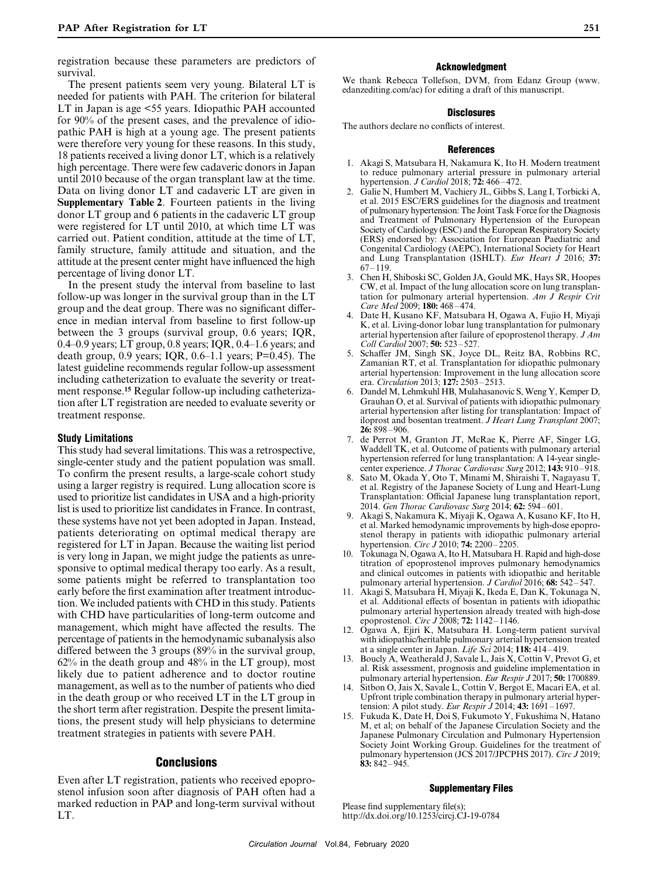registration because these parameters are predictors of survival.

The present patients seem very young. Bilateral LT is needed for patients with PAH. The criterion for bilateral LT in Japan is age <55 years. Idiopathic PAH accounted for 90% of the present cases, and the prevalence of idiopathic PAH is high at a young age. The present patients were therefore very young for these reasons. In this study, 18 patients received a living donor LT, which is a relatively high percentage. There were few cadaveric donors in Japan until 2010 because of the organ transplant law at the time. Data on living donor LT and cadaveric LT are given in **Supplementary Table 2**. Fourteen patients in the living donor LT group and 6 patients in the cadaveric LT group were registered for LT until 2010, at which time LT was carried out. Patient condition, attitude at the time of LT, family structure, family attitude and situation, and the attitude at the present center might have influenced the high percentage of living donor LT.

In the present study the interval from baseline to last follow-up was longer in the survival group than in the LT group and the deat group. There was no significant difference in median interval from baseline to first follow-up between the 3 groups (survival group, 0.6 years; IQR, 0.4–0.9 years; LT group, 0.8 years; IQR, 0.4–1.6 years; and death group, 0.9 years; IQR, 0.6–1.1 years; P=0.45). The latest guideline recommends regular follow-up assessment including catheterization to evaluate the severity or treatment response.[15] Regular follow-up including catheterization after LT registration are needed to evaluate severity or treatment response.

### Study Limitations

This study had several limitations. This was a retrospective, single-center study and the patient population was small. To confirm the present results, a large-scale cohort study using a larger registry is required. Lung allocation score is used to prioritize list candidates in USA and a high-priority list is used to prioritize list candidates in France. In contrast, these systems have not yet been adopted in Japan. Instead, patients deteriorating on optimal medical therapy are registered for LT in Japan. Because the waiting list period is very long in Japan, we might judge the patients as unresponsive to optimal medical therapy too early. As a result, some patients might be referred to transplantation too early before the first examination after treatment introduction. We included patients with CHD in this study. Patients with CHD have particularities of long-term outcome and management, which might have affected the results. The percentage of patients in the hemodynamic subanalysis also differed between the 3 groups (89% in the survival group, 62% in the death group and 48% in the LT group), most likely due to patient adherence and to doctor routine management, as well as to the number of patients who died in the death group or who received LT in the LT group in the short term after registration. Despite the present limitations, the present study will help physicians to determine treatment strategies in patients with severe PAH.

## Conclusions

Even after LT registration, patients who received epoprostenol infusion soon after diagnosis of PAH often had a marked reduction in PAP and long-term survival without LT.

### Acknowledgment

We thank Rebecca Tollefson, DVM, from Edanz Group (www.edanzediting.com/ac) for editing a draft of this manuscript.

### Disclosures

The authors declare no conflicts of interest.

### References

1. Akagi S, Matsubara H, Nakamura K, Ito H. Modern treatment to reduce pulmonary arterial pressure in pulmonary arterial hypertension. *J Cardiol* 2018; **72:** 466–472.
2. Galie N, Humbert M, Vachiery JL, Gibbs S, Lang I, Torbicki A, et al. 2015 ESC/ERS guidelines for the diagnosis and treatment of pulmonary hypertension: The Joint Task Force for the Diagnosis and Treatment of Pulmonary Hypertension of the European Society of Cardiology (ESC) and the European Respiratory Society (ERS) endorsed by: Association for European Paediatric and Congenital Cardiology (AEPC), International Society for Heart and Lung Transplantation (ISHLT). *Eur Heart J* 2016; **37:** 67–119.
3. Chen H, Shiboski SC, Golden JA, Gould MK, Hays SR, Hoopes CW, et al. Impact of the lung allocation score on lung transplantation for pulmonary arterial hypertension. *Am J Respir Crit Care Med* 2009; **180:** 468–474.
4. Date H, Kusano KF, Matsubara H, Ogawa A, Fujio H, Miyaji K, et al. Living-donor lobar lung transplantation for pulmonary arterial hypertension after failure of epoprostenol therapy. *J Am Coll Cardiol* 2007; **50:** 523–527.
5. Schaffer JM, Singh SK, Joyce DL, Reitz BA, Robbins RC, Zamanian RT, et al. Transplantation for idiopathic pulmonary arterial hypertension: Improvement in the lung allocation score era. *Circulation* 2013; **127:** 2503–2513.
6. Dandel M, Lehmkuhl HB, Mulahasanovic S, Weng Y, Kemper D, Grauhan O, et al. Survival of patients with idiopathic pulmonary arterial hypertension after listing for transplantation: Impact of iloprost and bosentan treatment. *J Heart Lung Transplant* 2007; **26:** 898–906.
7. de Perrot M, Granton JT, McRae K, Pierre AF, Singer LG, Waddell TK, et al. Outcome of patients with pulmonary arterial hypertension referred for lung transplantation: A 14-year single-center experience. *J Thorac Cardiovasc Surg* 2012; **143:** 910–918.
8. Sato M, Okada Y, Oto T, Minami M, Shiraishi T, Nagayasu T, et al. Registry of the Japanese Society of Lung and Heart-Lung Transplantation: Official Japanese lung transplantation report, 2014. *Gen Thorac Cardiovasc Surg* 2014; **62:** 594–601.
9. Akagi S, Nakamura K, Miyaji K, Ogawa A, Kusano KF, Ito H, et al. Marked hemodynamic improvements by high-dose epoprostenol therapy in patients with idiopathic pulmonary arterial hypertension. *Circ J* 2010; **74:** 2200–2205.
10. Tokunaga N, Ogawa A, Ito H, Matsubara H. Rapid and high-dose titration of epoprostenol improves pulmonary hemodynamics and clinical outcomes in patients with idiopathic and heritable pulmonary arterial hypertension. *J Cardiol* 2016; **68:** 542–547.
11. Akagi S, Matsubara H, Miyaji K, Ikeda E, Dan K, Tokunaga N, et al. Additional effects of bosentan in patients with idiopathic pulmonary arterial hypertension already treated with high-dose epoprostenol. *Circ J* 2008; **72:** 1142–1146.
12. Ogawa A, Ejiri K, Matsubara H. Long-term patient survival with idiopathic/heritable pulmonary arterial hypertension treated at a single center in Japan. *Life Sci* 2014; **118:** 414–419.
13. Boucly A, Weatherald J, Savale L, Jais X, Cottin V, Prevot G, et al. Risk assessment, prognosis and guideline implementation in pulmonary arterial hypertension. *Eur Respir J* 2017; **50:** 1700889.
14. Sitbon O, Jais X, Savale L, Cottin V, Bergot E, Macari EA, et al. Upfront triple combination therapy in pulmonary arterial hypertension: A pilot study. *Eur Respir J* 2014; **43:** 1691–1697.
15. Fukuda K, Date H, Doi S, Fukumoto Y, Fukushima N, Hatano M, et al; on behalf of the Japanese Circulation Society and the Japanese Pulmonary Circulation and Pulmonary Hypertension Society Joint Working Group. Guidelines for the treatment of pulmonary hypertension (JCS 2017/JPCPHS 2017). *Circ J* 2019; **83:** 842–945.

### Supplementary Files

Please find supplementary file(s);
http://dx.doi.org/10.1253/circj.CJ-19-0784